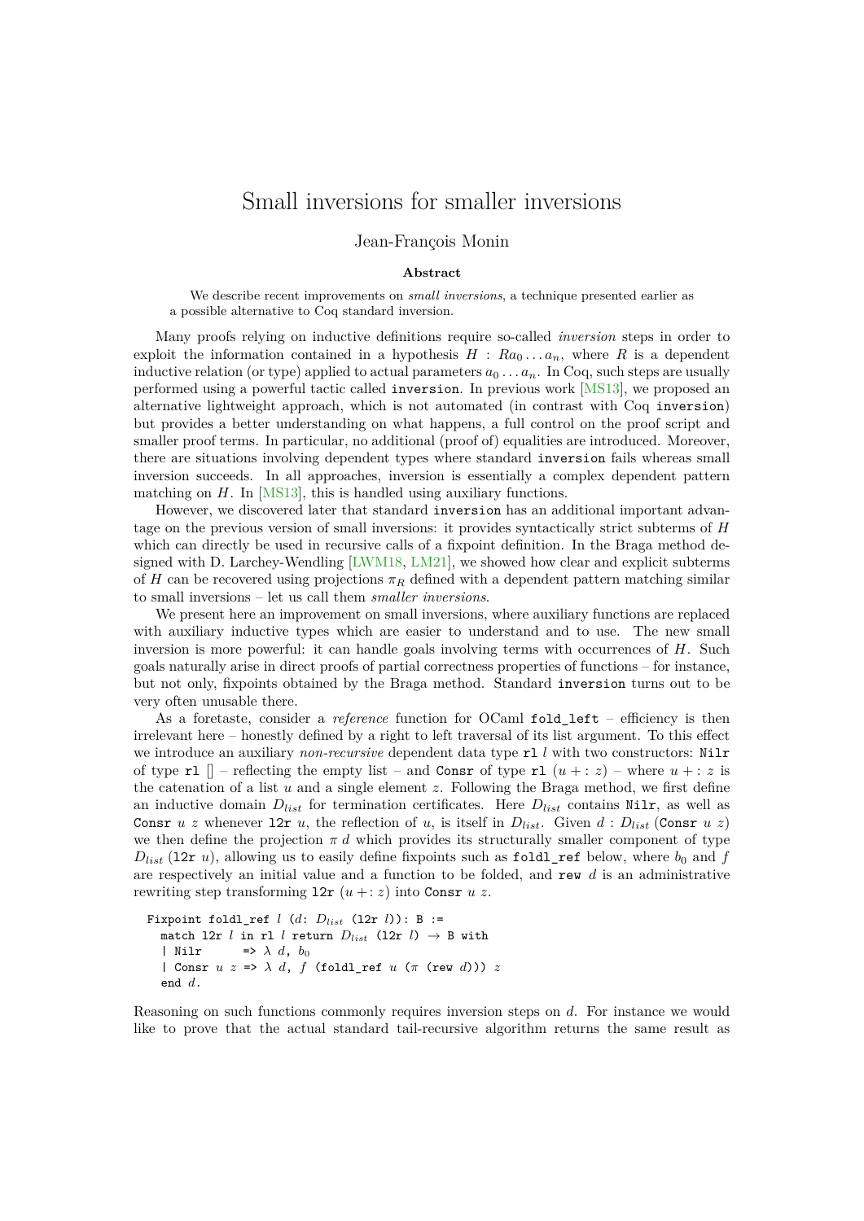# Small inversions for smaller inversions

Jean-François Monin

**Abstract**

We describe recent improvements on *small inversions*, a technique presented earlier as a possible alternative to Coq standard inversion.

Many proofs relying on inductive definitions require so-called *inversion* steps in order to exploit the information contained in a hypothesis $H : Ra_0 \ldots a_n$, where $R$ is a dependent inductive relation (or type) applied to actual parameters $a_0 \ldots a_n$. In Coq, such steps are usually performed using a powerful tactic called `inversion`. In previous work [MS13], we proposed an alternative lightweight approach, which is not automated (in contrast with Coq `inversion`) but provides a better understanding on what happens, a full control on the proof script and smaller proof terms. In particular, no additional (proof of) equalities are introduced. Moreover, there are situations involving dependent types where standard `inversion` fails whereas small inversion succeeds. In all approaches, inversion is essentially a complex dependent pattern matching on $H$. In [MS13], this is handled using auxiliary functions.

However, we discovered later that standard `inversion` has an additional important advantage on the previous version of small inversions: it provides syntactically strict subterms of $H$ which can directly be used in recursive calls of a fixpoint definition. In the Braga method designed with D. Larchey-Wendling [LWM18, LM21], we showed how clear and explicit subterms of $H$ can be recovered using projections $\pi_R$ defined with a dependent pattern matching similar to small inversions – let us call them *smaller inversions*.

We present here an improvement on small inversions, where auxiliary functions are replaced with auxiliary inductive types which are easier to understand and to use. The new small inversion is more powerful: it can handle goals involving terms with occurrences of $H$. Such goals naturally arise in direct proofs of partial correctness properties of functions – for instance, but not only, fixpoints obtained by the Braga method. Standard `inversion` turns out to be very often unusable there.

As a foretaste, consider a *reference* function for OCaml `fold_left` – efficiency is then irrelevant here – honestly defined by a right to left traversal of its list argument. To this effect we introduce an auxiliary *non-recursive* dependent data type `rl` $l$ with two constructors: `Nilr` of type `rl` $[]$ – reflecting the empty list – and `Consr` of type `rl` $(u +: z)$ – where $u +: z$ is the catenation of a list $u$ and a single element $z$. Following the Braga method, we first define an inductive domain $D_{list}$ for termination certificates. Here $D_{list}$ contains `Nilr`, as well as `Consr` $u$ $z$ whenever `l2r` $u$, the reflection of $u$, is itself in $D_{list}$. Given $d : D_{list}$ (`Consr` $u$ $z$) we then define the projection $\pi$ $d$ which provides its structurally smaller component of type $D_{list}$ (`l2r` $u$), allowing us to easily define fixpoints such as `foldl_ref` below, where $b_0$ and $f$ are respectively an initial value and a function to be folded, and `rew` $d$ is an administrative rewriting step transforming `l2r` $(u +: z)$ into `Consr` $u$ $z$.

```
Fixpoint foldl_ref l (d: D_list (l2r l)): B :=
  match l2r l in rl l return D_list (l2r l) → B with
  | Nilr      => λ d, b0
  | Consr u z => λ d, f (foldl_ref u (π (rew d))) z
  end d.
```

Reasoning on such functions commonly requires inversion steps on $d$. For instance we would like to prove that the actual standard tail-recursive algorithm returns the same result as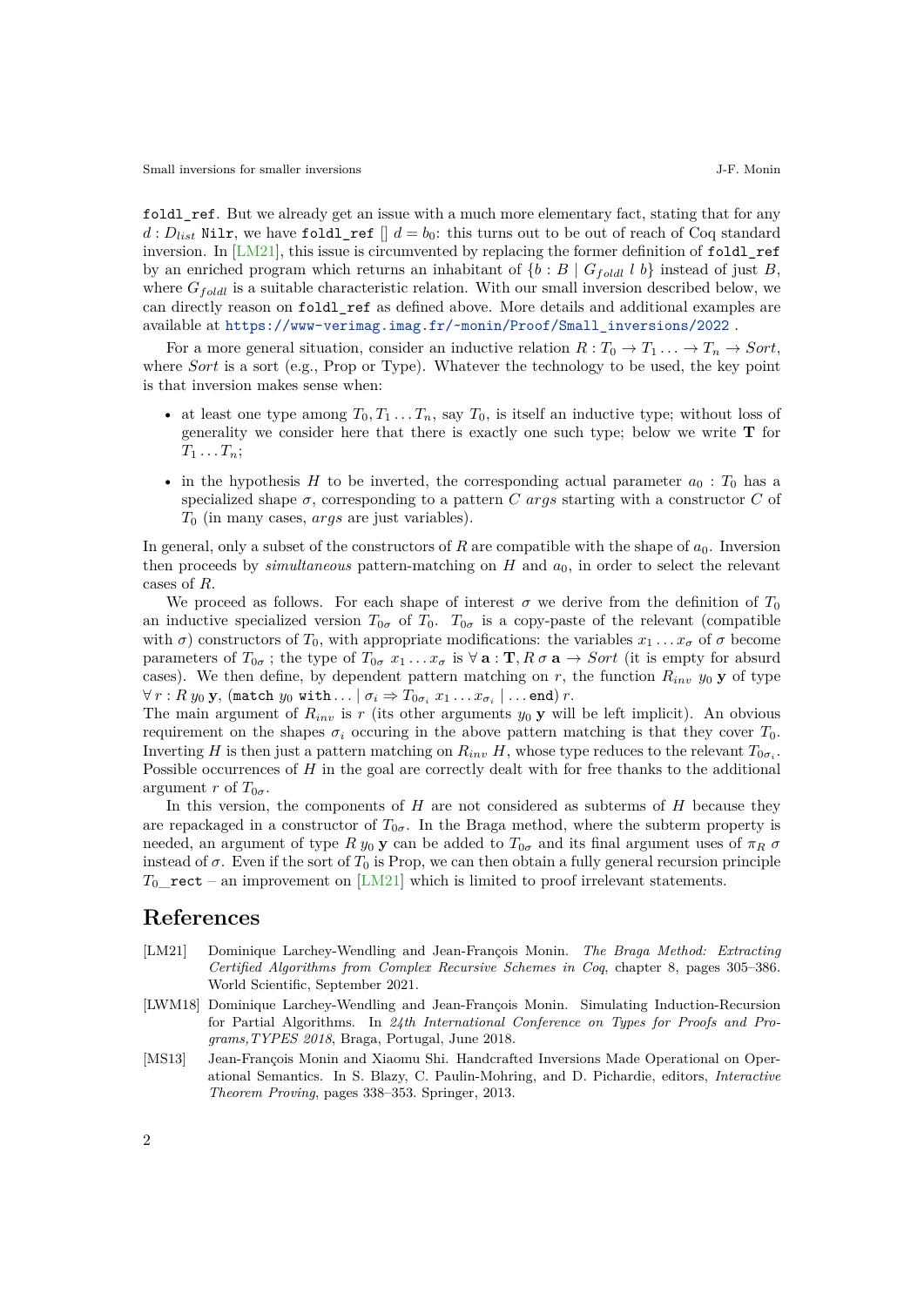`foldl_ref`. But we already get an issue with a much more elementary fact, stating that for any $d : D_{list}$ `Nilr`, we have `foldl_ref` $[]\ d = b_0$: this turns out to be out of reach of Coq standard inversion. In [LM21], this issue is circumvented by replacing the former definition of `foldl_ref` by an enriched program which returns an inhabitant of $\{b : B \mid G_{foldl}\ l\ b\}$ instead of just $B$, where $G_{foldl}$ is a suitable characteristic relation. With our small inversion described below, we can directly reason on `foldl_ref` as defined above. More details and additional examples are available at https://www-verimag.imag.fr/~monin/Proof/Small_inversions/2022 .

For a more general situation, consider an inductive relation $R : T_0 \to T_1 \ldots \to T_n \to \mathit{Sort}$, where $\mathit{Sort}$ is a sort (e.g., Prop or Type). Whatever the technology to be used, the key point is that inversion makes sense when:

- at least one type among $T_0, T_1 \ldots T_n$, say $T_0$, is itself an inductive type; without loss of generality we consider here that there is exactly one such type; below we write $\mathbf{T}$ for $T_1 \ldots T_n$;
- in the hypothesis $H$ to be inverted, the corresponding actual parameter $a_0 : T_0$ has a specialized shape $\sigma$, corresponding to a pattern $C\ \mathit{args}$ starting with a constructor $C$ of $T_0$ (in many cases, $\mathit{args}$ are just variables).

In general, only a subset of the constructors of $R$ are compatible with the shape of $a_0$. Inversion then proceeds by *simultaneous* pattern-matching on $H$ and $a_0$, in order to select the relevant cases of $R$.

We proceed as follows. For each shape of interest $\sigma$ we derive from the definition of $T_0$ an inductive specialized version $T_{0\sigma}$ of $T_0$. $T_{0\sigma}$ is a copy-paste of the relevant (compatible with $\sigma$) constructors of $T_0$, with appropriate modifications: the variables $x_1 \ldots x_\sigma$ of $\sigma$ become parameters of $T_{0\sigma}$ ; the type of $T_{0\sigma}\ x_1 \ldots x_\sigma$ is $\forall\, \mathbf{a} : \mathbf{T}, R\, \sigma\, \mathbf{a} \to \mathit{Sort}$ (it is empty for absurd cases). We then define, by dependent pattern matching on $r$, the function $R_{inv}\ y_0\ \mathbf{y}$ of type $\forall\, r : R\, y_0\, \mathbf{y}$, (`match` $y_0$ `with` $\ldots \mid \sigma_i \Rightarrow T_{0\sigma_i}\ x_1 \ldots x_{\sigma_i} \mid \ldots$ `end`) $r$.
The main argument of $R_{inv}$ is $r$ (its other arguments $y_0\ \mathbf{y}$ will be left implicit). An obvious requirement on the shapes $\sigma_i$ occuring in the above pattern matching is that they cover $T_0$. Inverting $H$ is then just a pattern matching on $R_{inv}\ H$, whose type reduces to the relevant $T_{0\sigma_i}$. Possible occurrences of $H$ in the goal are correctly dealt with for free thanks to the additional argument $r$ of $T_{0\sigma}$.

In this version, the components of $H$ are not considered as subterms of $H$ because they are repackaged in a constructor of $T_{0\sigma}$. In the Braga method, where the subterm property is needed, an argument of type $R\, y_0\, \mathbf{y}$ can be added to $T_{0\sigma}$ and its final argument uses of $\pi_R\ \sigma$ instead of $\sigma$. Even if the sort of $T_0$ is Prop, we can then obtain a fully general recursion principle $T_0$`_rect` – an improvement on [LM21] which is limited to proof irrelevant statements.

# References

[LM21] Dominique Larchey-Wendling and Jean-François Monin. *The Braga Method: Extracting Certified Algorithms from Complex Recursive Schemes in Coq*, chapter 8, pages 305–386. World Scientific, September 2021.

[LWM18] Dominique Larchey-Wendling and Jean-François Monin. Simulating Induction-Recursion for Partial Algorithms. In *24th International Conference on Types for Proofs and Programs,TYPES 2018*, Braga, Portugal, June 2018.

[MS13] Jean-François Monin and Xiaomu Shi. Handcrafted Inversions Made Operational on Operational Semantics. In S. Blazy, C. Paulin-Mohring, and D. Pichardie, editors, *Interactive Theorem Proving*, pages 338–353. Springer, 2013.